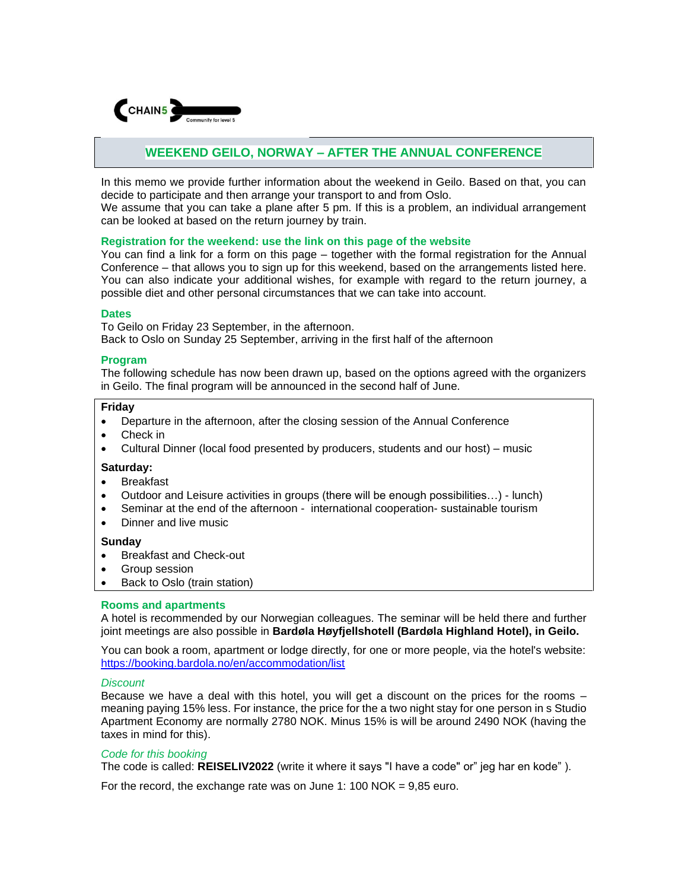CHAIN5

Community for level 5

# WEEKEND GEILO, NORWAY – AFTER THE ANNUAL CONFERENCE

In this memo we provide further information about the weekend in Geilo. Based on that, you can decide to participate and then arrange your transport to and from Oslo.
We assume that you can take a plane after 5 pm. If this is a problem, an individual arrangement can be looked at based on the return journey by train.

## Registration for the weekend: use the link on this page of the website

You can find a link for a form on this page – together with the formal registration for the Annual Conference – that allows you to sign up for this weekend, based on the arrangements listed here. You can also indicate your additional wishes, for example with regard to the return journey, a possible diet and other personal circumstances that we can take into account.

## Dates

To Geilo on Friday 23 September, in the afternoon.
Back to Oslo on Sunday 25 September, arriving in the first half of the afternoon

## Program

The following schedule has now been drawn up, based on the options agreed with the organizers in Geilo. The final program will be announced in the second half of June.

**Friday**

- Departure in the afternoon, after the closing session of the Annual Conference
- Check in
- Cultural Dinner (local food presented by producers, students and our host) – music

**Saturday:**

- Breakfast
- Outdoor and Leisure activities in groups (there will be enough possibilities…) - lunch)
- Seminar at the end of the afternoon - international cooperation- sustainable tourism
- Dinner and live music

**Sunday**

- Breakfast and Check-out
- Group session
- Back to Oslo (train station)

## Rooms and apartments

A hotel is recommended by our Norwegian colleagues. The seminar will be held there and further joint meetings are also possible in **Bardøla Høyfjellshotell (Bardøla Highland Hotel), in Geilo.**

You can book a room, apartment or lodge directly, for one or more people, via the hotel's website: https://booking.bardola.no/en/accommodation/list

*Discount*

Because we have a deal with this hotel, you will get a discount on the prices for the rooms – meaning paying 15% less. For instance, the price for the a two night stay for one person in s Studio Apartment Economy are normally 2780 NOK. Minus 15% is will be around 2490 NOK (having the taxes in mind for this).

*Code for this booking*

The code is called: **REISELIV2022** (write it where it says "I have a code" or" jeg har en kode" ).

For the record, the exchange rate was on June 1: 100 NOK = 9,85 euro.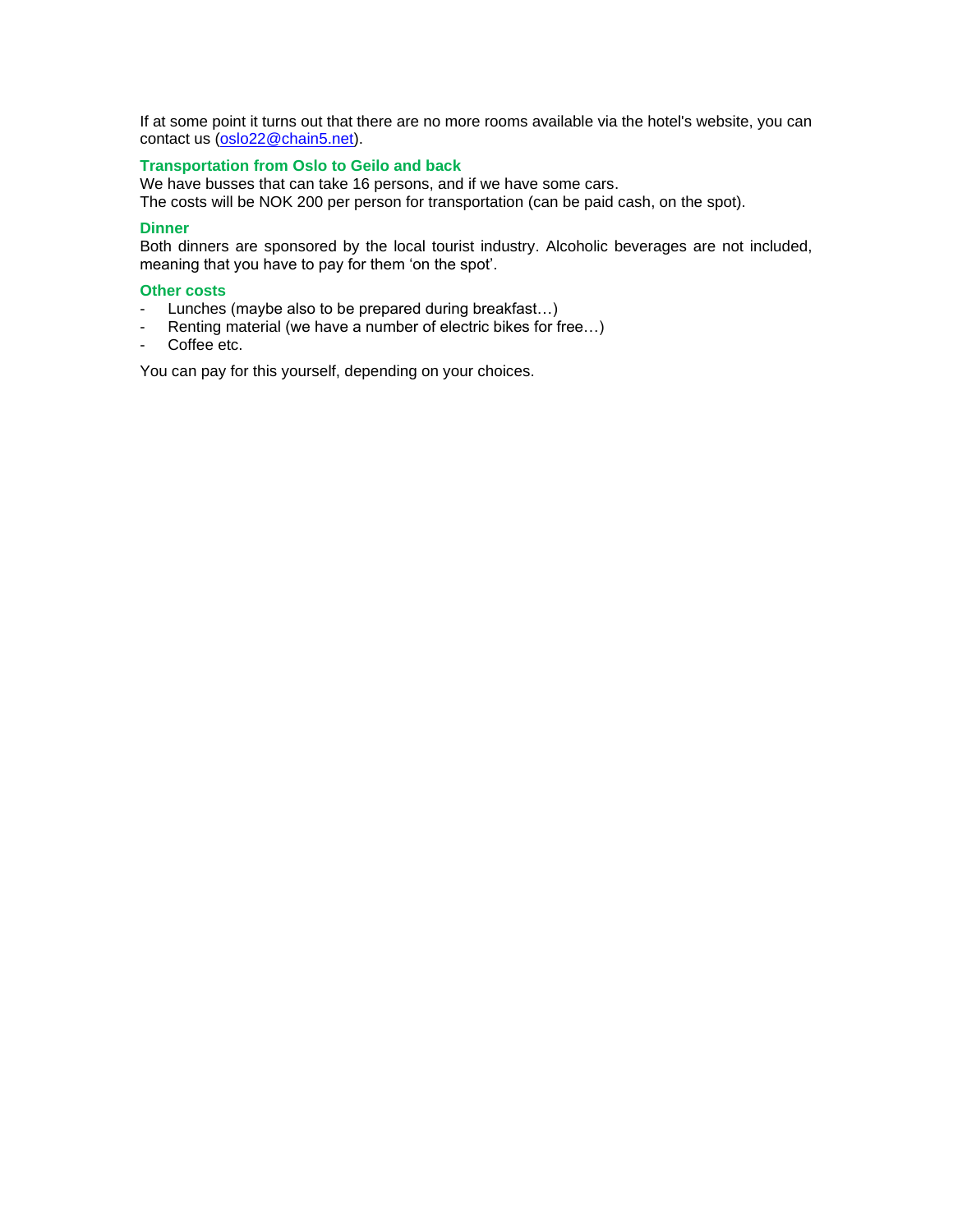If at some point it turns out that there are no more rooms available via the hotel's website, you can contact us (oslo22@chain5.net).

### Transportation from Oslo to Geilo and back

We have busses that can take 16 persons, and if we have some cars.
The costs will be NOK 200 per person for transportation (can be paid cash, on the spot).

### Dinner

Both dinners are sponsored by the local tourist industry. Alcoholic beverages are not included, meaning that you have to pay for them 'on the spot'.

### Other costs

- Lunches (maybe also to be prepared during breakfast…)
- Renting material (we have a number of electric bikes for free…)
- Coffee etc.

You can pay for this yourself, depending on your choices.